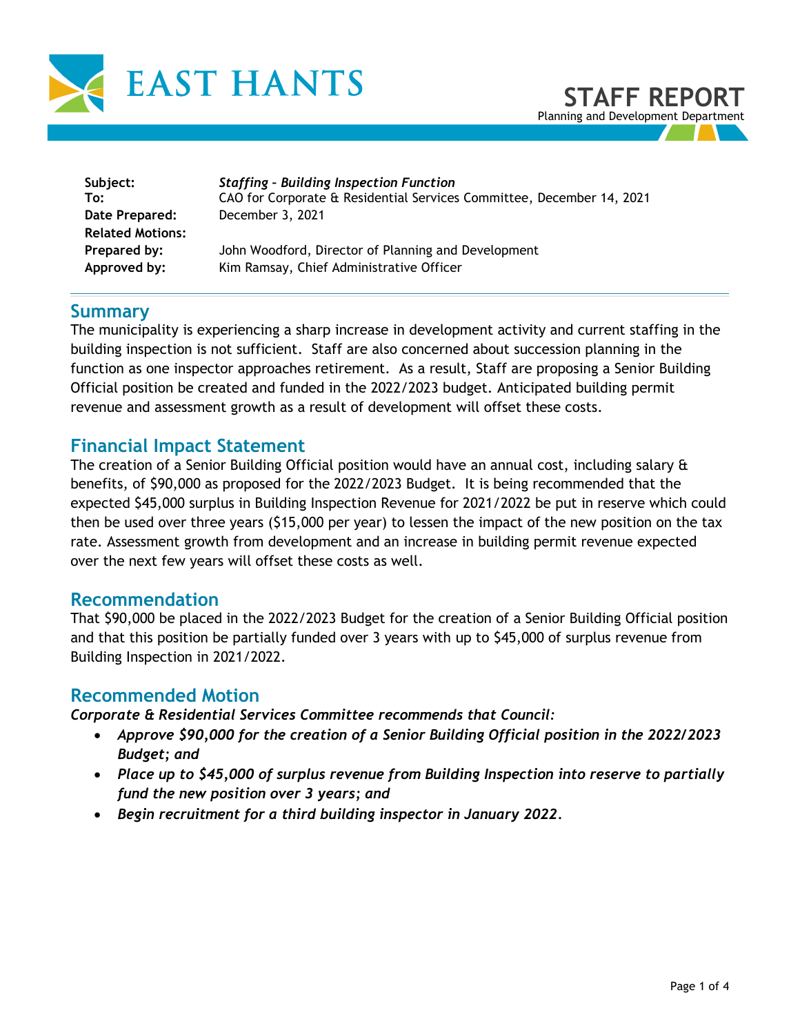EAST HANTS

# STAFF REPORT

Planning and Development Department

| | |
|---|---|
| **Subject:** | ***Staffing – Building Inspection Function*** |
| **To:** | CAO for Corporate & Residential Services Committee, December 14, 2021 |
| **Date Prepared:** | December 3, 2021 |
| **Related Motions:** | |
| **Prepared by:** | John Woodford, Director of Planning and Development |
| **Approved by:** | Kim Ramsay, Chief Administrative Officer |

## Summary

The municipality is experiencing a sharp increase in development activity and current staffing in the building inspection is not sufficient. Staff are also concerned about succession planning in the function as one inspector approaches retirement. As a result, Staff are proposing a Senior Building Official position be created and funded in the 2022/2023 budget. Anticipated building permit revenue and assessment growth as a result of development will offset these costs.

## Financial Impact Statement

The creation of a Senior Building Official position would have an annual cost, including salary & benefits, of $90,000 as proposed for the 2022/2023 Budget. It is being recommended that the expected $45,000 surplus in Building Inspection Revenue for 2021/2022 be put in reserve which could then be used over three years ($15,000 per year) to lessen the impact of the new position on the tax rate. Assessment growth from development and an increase in building permit revenue expected over the next few years will offset these costs as well.

## Recommendation

That $90,000 be placed in the 2022/2023 Budget for the creation of a Senior Building Official position and that this position be partially funded over 3 years with up to $45,000 of surplus revenue from Building Inspection in 2021/2022.

## Recommended Motion

***Corporate & Residential Services Committee recommends that Council:***

- ***Approve $90,000 for the creation of a Senior Building Official position in the 2022/2023 Budget; and***
- ***Place up to $45,000 of surplus revenue from Building Inspection into reserve to partially fund the new position over 3 years; and***
- ***Begin recruitment for a third building inspector in January 2022.***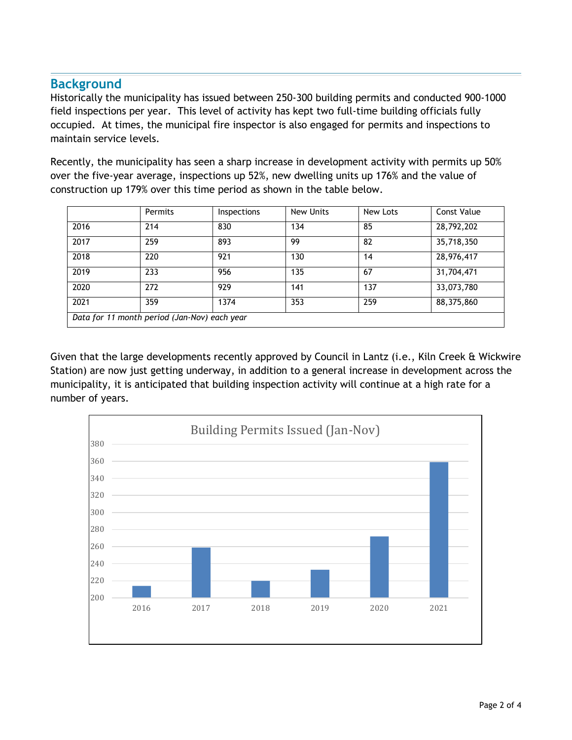## Background

Historically the municipality has issued between 250-300 building permits and conducted 900-1000 field inspections per year. This level of activity has kept two full-time building officials fully occupied. At times, the municipal fire inspector is also engaged for permits and inspections to maintain service levels.

Recently, the municipality has seen a sharp increase in development activity with permits up 50% over the five-year average, inspections up 52%, new dwelling units up 176% and the value of construction up 179% over this time period as shown in the table below.

| | Permits | Inspections | New Units | New Lots | Const Value |
|---|---|---|---|---|---|
| 2016 | 214 | 830 | 134 | 85 | 28,792,202 |
| 2017 | 259 | 893 | 99 | 82 | 35,718,350 |
| 2018 | 220 | 921 | 130 | 14 | 28,976,417 |
| 2019 | 233 | 956 | 135 | 67 | 31,704,471 |
| 2020 | 272 | 929 | 141 | 137 | 33,073,780 |
| 2021 | 359 | 1374 | 353 | 259 | 88,375,860 |
| *Data for 11 month period (Jan-Nov) each year* | | | | | |

Given that the large developments recently approved by Council in Lantz (i.e., Kiln Creek & Wickwire Station) are now just getting underway, in addition to a general increase in development across the municipality, it is anticipated that building inspection activity will continue at a high rate for a number of years.

**Building Permits Issued (Jan-Nov)**

| Year | Permits |
|---|---|
| 2016 | 214 |
| 2017 | 259 |
| 2018 | 220 |
| 2019 | 233 |
| 2020 | 272 |
| 2021 | 359 |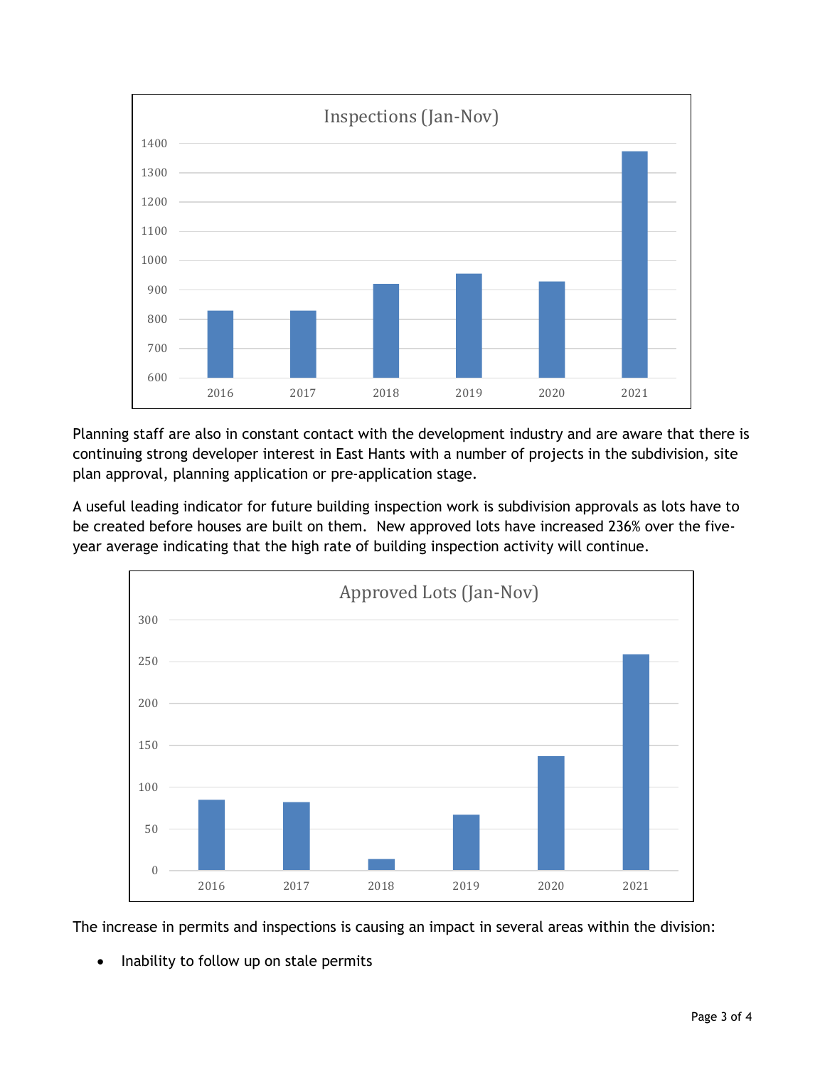Planning staff are also in constant contact with the development industry and are aware that there is continuing strong developer interest in East Hants with a number of projects in the subdivision, site plan approval, planning application or pre-application stage.

A useful leading indicator for future building inspection work is subdivision approvals as lots have to be created before houses are built on them. New approved lots have increased 236% over the five-year average indicating that the high rate of building inspection activity will continue.

The increase in permits and inspections is causing an impact in several areas within the division:

- Inability to follow up on stale permits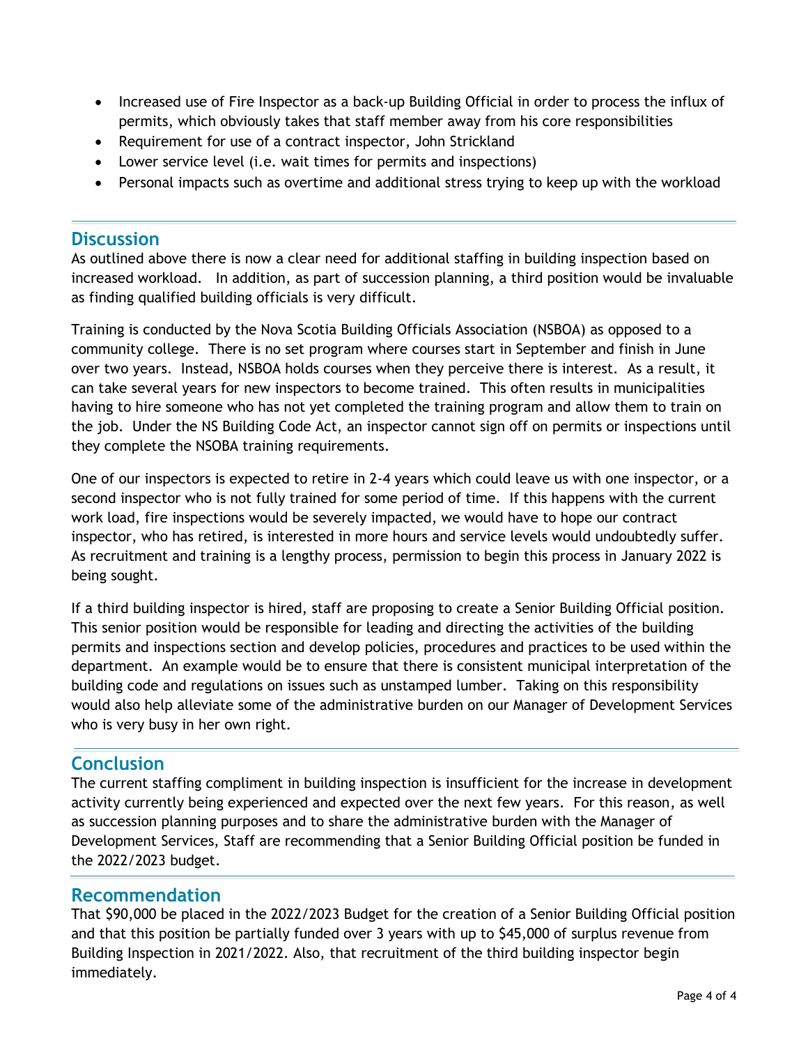- Increased use of Fire Inspector as a back-up Building Official in order to process the influx of permits, which obviously takes that staff member away from his core responsibilities
- Requirement for use of a contract inspector, John Strickland
- Lower service level (i.e. wait times for permits and inspections)
- Personal impacts such as overtime and additional stress trying to keep up with the workload

## Discussion

As outlined above there is now a clear need for additional staffing in building inspection based on increased workload. In addition, as part of succession planning, a third position would be invaluable as finding qualified building officials is very difficult.

Training is conducted by the Nova Scotia Building Officials Association (NSBOA) as opposed to a community college. There is no set program where courses start in September and finish in June over two years. Instead, NSBOA holds courses when they perceive there is interest. As a result, it can take several years for new inspectors to become trained. This often results in municipalities having to hire someone who has not yet completed the training program and allow them to train on the job. Under the NS Building Code Act, an inspector cannot sign off on permits or inspections until they complete the NSOBA training requirements.

One of our inspectors is expected to retire in 2-4 years which could leave us with one inspector, or a second inspector who is not fully trained for some period of time. If this happens with the current work load, fire inspections would be severely impacted, we would have to hope our contract inspector, who has retired, is interested in more hours and service levels would undoubtedly suffer. As recruitment and training is a lengthy process, permission to begin this process in January 2022 is being sought.

If a third building inspector is hired, staff are proposing to create a Senior Building Official position. This senior position would be responsible for leading and directing the activities of the building permits and inspections section and develop policies, procedures and practices to be used within the department. An example would be to ensure that there is consistent municipal interpretation of the building code and regulations on issues such as unstamped lumber. Taking on this responsibility would also help alleviate some of the administrative burden on our Manager of Development Services who is very busy in her own right.

## Conclusion

The current staffing compliment in building inspection is insufficient for the increase in development activity currently being experienced and expected over the next few years. For this reason, as well as succession planning purposes and to share the administrative burden with the Manager of Development Services, Staff are recommending that a Senior Building Official position be funded in the 2022/2023 budget.

## Recommendation

That $90,000 be placed in the 2022/2023 Budget for the creation of a Senior Building Official position and that this position be partially funded over 3 years with up to $45,000 of surplus revenue from Building Inspection in 2021/2022. Also, that recruitment of the third building inspector begin immediately.